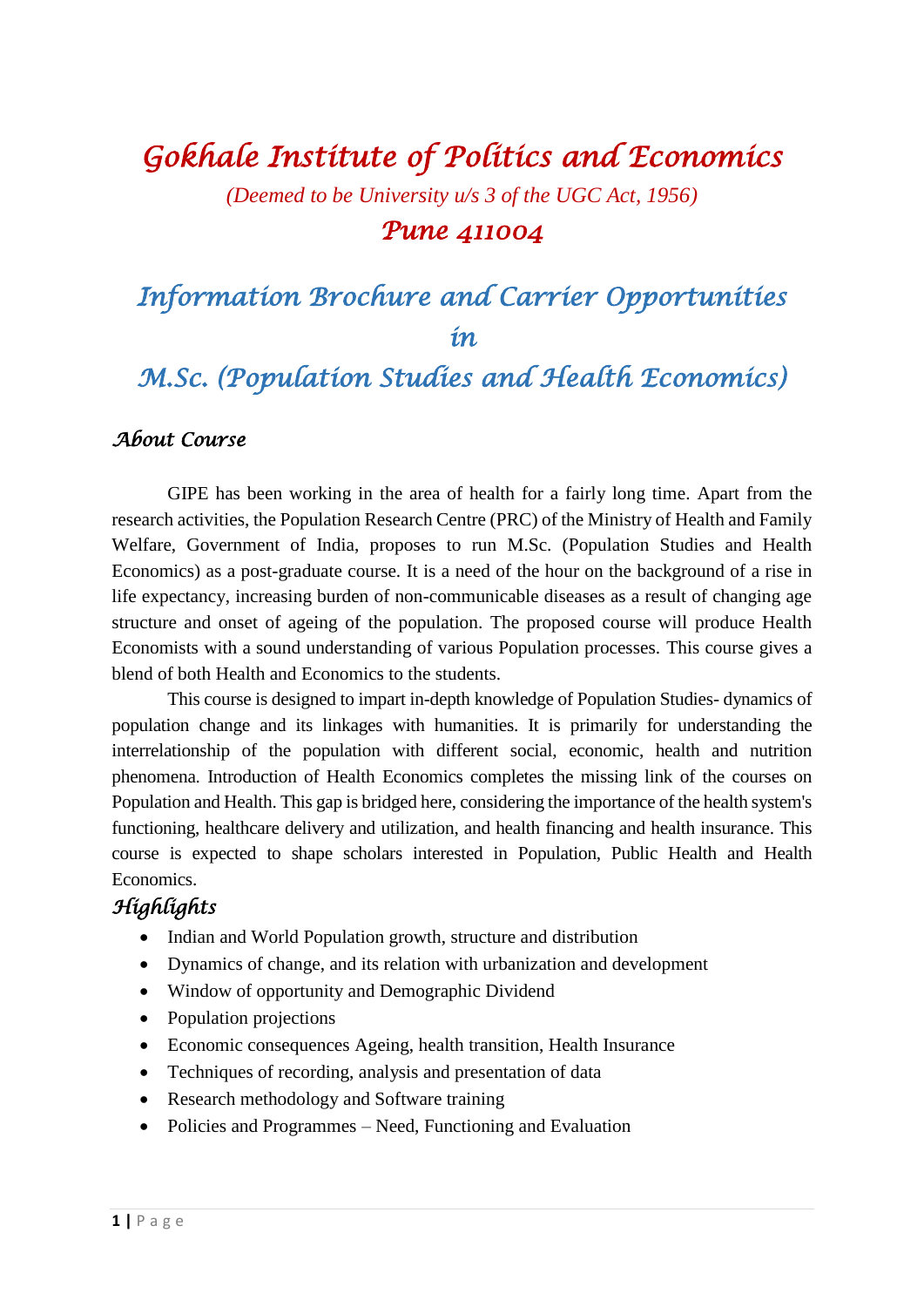# Gokhale Institute of Politics and Economics

*(Deemed to be University u/s 3 of the UGC Act, 1956)*

## Pune 411004

# Information Brochure and Carrier Opportunities in M.Sc. (Population Studies and Health Economics)

### About Course

GIPE has been working in the area of health for a fairly long time. Apart from the research activities, the Population Research Centre (PRC) of the Ministry of Health and Family Welfare, Government of India, proposes to run M.Sc. (Population Studies and Health Economics) as a post-graduate course. It is a need of the hour on the background of a rise in life expectancy, increasing burden of non-communicable diseases as a result of changing age structure and onset of ageing of the population. The proposed course will produce Health Economists with a sound understanding of various Population processes. This course gives a blend of both Health and Economics to the students.

This course is designed to impart in-depth knowledge of Population Studies- dynamics of population change and its linkages with humanities. It is primarily for understanding the interrelationship of the population with different social, economic, health and nutrition phenomena. Introduction of Health Economics completes the missing link of the courses on Population and Health. This gap is bridged here, considering the importance of the health system's functioning, healthcare delivery and utilization, and health financing and health insurance. This course is expected to shape scholars interested in Population, Public Health and Health Economics.

### Highlights

- Indian and World Population growth, structure and distribution
- Dynamics of change, and its relation with urbanization and development
- Window of opportunity and Demographic Dividend
- Population projections
- Economic consequences Ageing, health transition, Health Insurance
- Techniques of recording, analysis and presentation of data
- Research methodology and Software training
- Policies and Programmes – Need, Functioning and Evaluation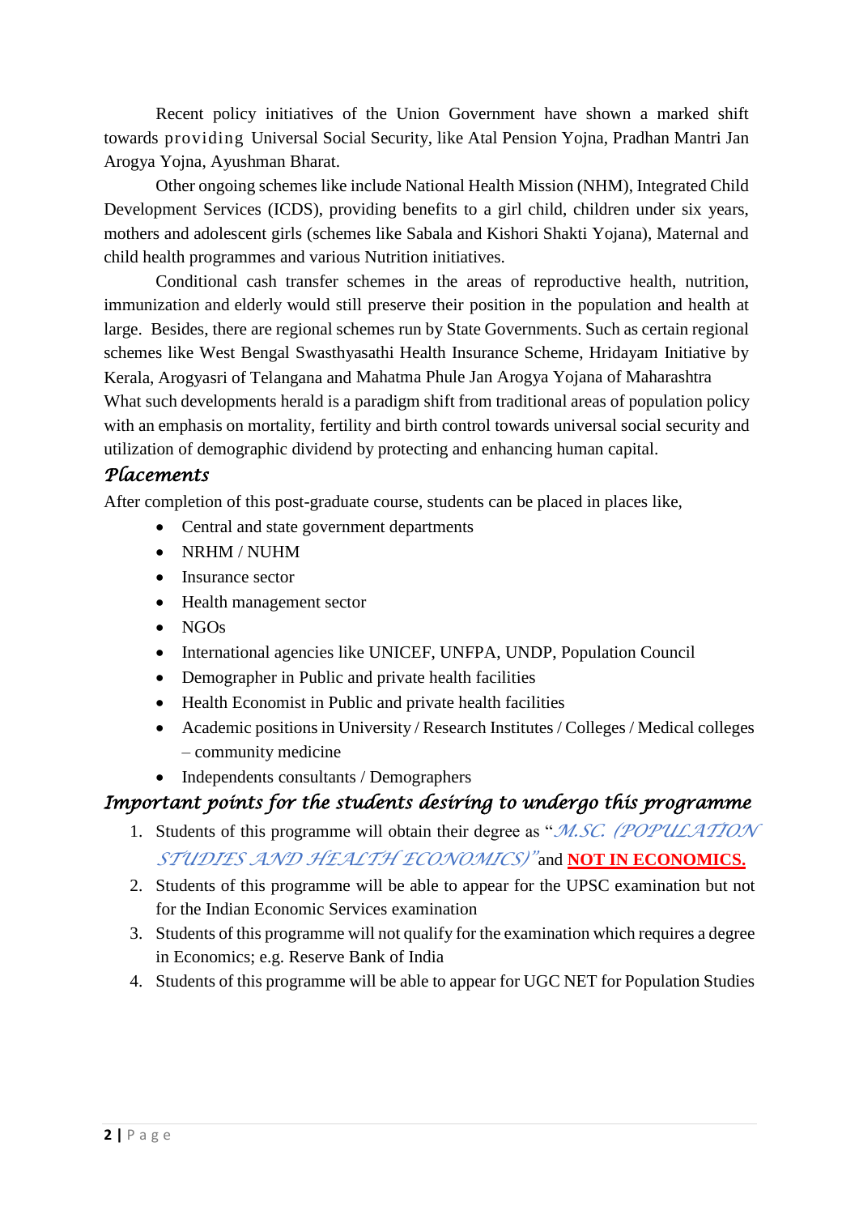Recent policy initiatives of the Union Government have shown a marked shift towards providing Universal Social Security, like Atal Pension Yojna, Pradhan Mantri Jan Arogya Yojna, Ayushman Bharat.

Other ongoing schemes like include National Health Mission (NHM), Integrated Child Development Services (ICDS), providing benefits to a girl child, children under six years, mothers and adolescent girls (schemes like Sabala and Kishori Shakti Yojana), Maternal and child health programmes and various Nutrition initiatives.

Conditional cash transfer schemes in the areas of reproductive health, nutrition, immunization and elderly would still preserve their position in the population and health at large. Besides, there are regional schemes run by State Governments. Such as certain regional schemes like West Bengal Swasthyasathi Health Insurance Scheme, Hridayam Initiative by Kerala, Arogyasri of Telangana and Mahatma Phule Jan Arogya Yojana of Maharashtra

What such developments herald is a paradigm shift from traditional areas of population policy with an emphasis on mortality, fertility and birth control towards universal social security and utilization of demographic dividend by protecting and enhancing human capital.

## Placements

After completion of this post-graduate course, students can be placed in places like,

- Central and state government departments
- NRHM / NUHM
- Insurance sector
- Health management sector
- NGOs
- International agencies like UNICEF, UNFPA, UNDP, Population Council
- Demographer in Public and private health facilities
- Health Economist in Public and private health facilities
- Academic positions in University / Research Institutes / Colleges / Medical colleges – community medicine
- Independents consultants / Demographers

## Important points for the students desiring to undergo this programme

1. Students of this programme will obtain their degree as "*M.SC. (POPULATION STUDIES AND HEALTH ECONOMICS)*" and **NOT IN ECONOMICS.**
2. Students of this programme will be able to appear for the UPSC examination but not for the Indian Economic Services examination
3. Students of this programme will not qualify for the examination which requires a degree in Economics; e.g. Reserve Bank of India
4. Students of this programme will be able to appear for UGC NET for Population Studies